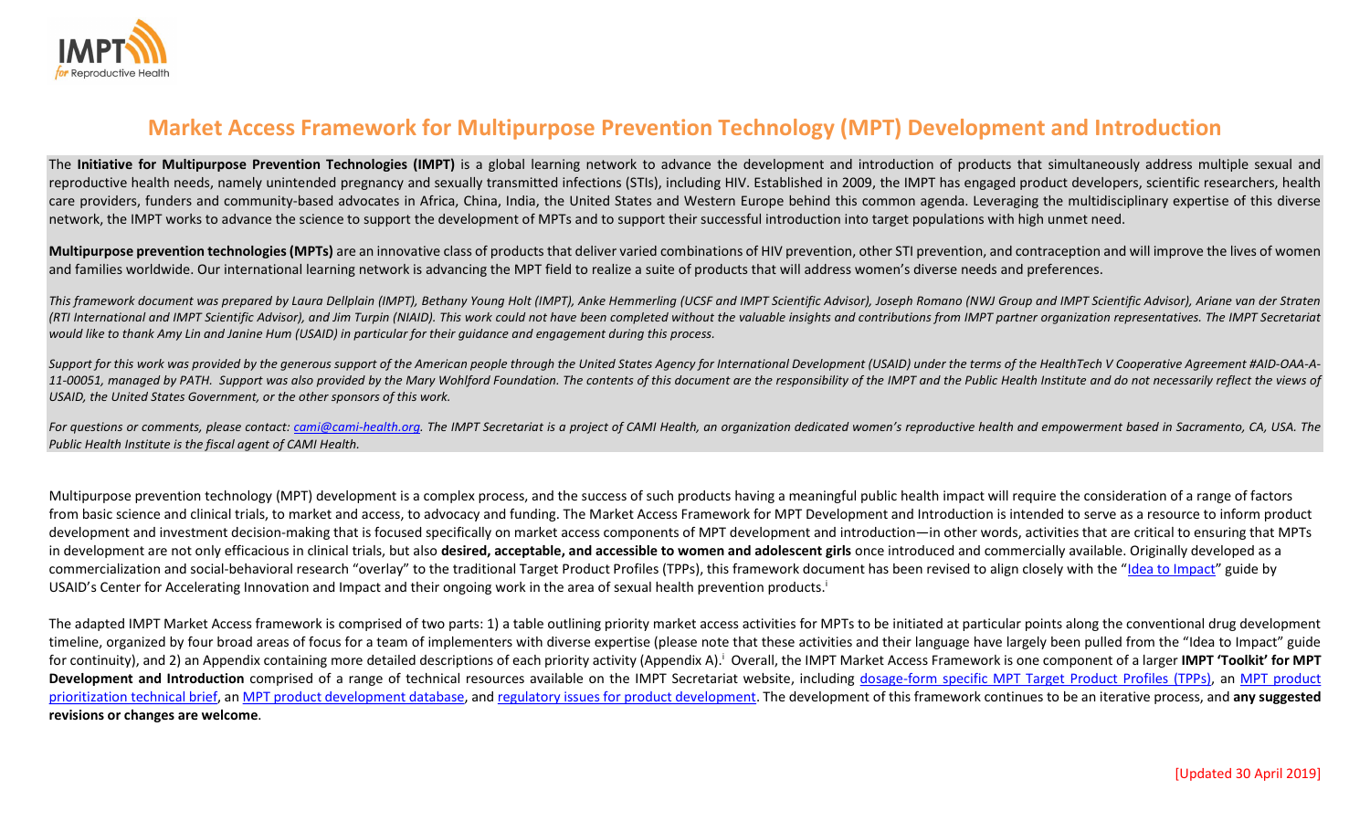# Market Access Framework for Multipurpose Prevention Technology (MPT) Development and Introduction

The **Initiative for Multipurpose Prevention Technologies (IMPT)** is a global learning network to advance the development and introduction of products that simultaneously address multiple sexual and reproductive health needs, namely unintended pregnancy and sexually transmitted infections (STIs), including HIV. Established in 2009, the IMPT has engaged product developers, scientific researchers, health care providers, funders and community-based advocates in Africa, China, India, the United States and Western Europe behind this common agenda. Leveraging the multidisciplinary expertise of this diverse network, the IMPT works to advance the science to support the development of MPTs and to support their successful introduction into target populations with high unmet need.

**Multipurpose prevention technologies (MPTs)** are an innovative class of products that deliver varied combinations of HIV prevention, other STI prevention, and contraception and will improve the lives of women and families worldwide. Our international learning network is advancing the MPT field to realize a suite of products that will address women's diverse needs and preferences.

*This framework document was prepared by Laura Dellplain (IMPT), Bethany Young Holt (IMPT), Anke Hemmerling (UCSF and IMPT Scientific Advisor), Joseph Romano (NWJ Group and IMPT Scientific Advisor), Ariane van der Straten (RTI International and IMPT Scientific Advisor), and Jim Turpin (NIAID). This work could not have been completed without the valuable insights and contributions from IMPT partner organization representatives. The IMPT Secretariat would like to thank Amy Lin and Janine Hum (USAID) in particular for their guidance and engagement during this process.*

*Support for this work was provided by the generous support of the American people through the United States Agency for International Development (USAID) under the terms of the HealthTech V Cooperative Agreement #AID-OAA-A-11-00051, managed by PATH. Support was also provided by the Mary Wohlford Foundation. The contents of this document are the responsibility of the IMPT and the Public Health Institute and do not necessarily reflect the views of USAID, the United States Government, or the other sponsors of this work.*

*For questions or comments, please contact: cami@cami-health.org. The IMPT Secretariat is a project of CAMI Health, an organization dedicated women's reproductive health and empowerment based in Sacramento, CA, USA. The Public Health Institute is the fiscal agent of CAMI Health.*

Multipurpose prevention technology (MPT) development is a complex process, and the success of such products having a meaningful public health impact will require the consideration of a range of factors from basic science and clinical trials, to market and access, to advocacy and funding. The Market Access Framework for MPT Development and Introduction is intended to serve as a resource to inform product development and investment decision-making that is focused specifically on market access components of MPT development and introduction—in other words, activities that are critical to ensuring that MPTs in development are not only efficacious in clinical trials, but also **desired, acceptable, and accessible to women and adolescent girls** once introduced and commercially available. Originally developed as a commercialization and social-behavioral research "overlay" to the traditional Target Product Profiles (TPPs), this framework document has been revised to align closely with the "Idea to Impact" guide by USAID's Center for Accelerating Innovation and Impact and their ongoing work in the area of sexual health prevention products.[i]

The adapted IMPT Market Access framework is comprised of two parts: 1) a table outlining priority market access activities for MPTs to be initiated at particular points along the conventional drug development timeline, organized by four broad areas of focus for a team of implementers with diverse expertise (please note that these activities and their language have largely been pulled from the "Idea to Impact" guide for continuity), and 2) an Appendix containing more detailed descriptions of each priority activity (Appendix A).[i] Overall, the IMPT Market Access Framework is one component of a larger **IMPT 'Toolkit' for MPT Development and Introduction** comprised of a range of technical resources available on the IMPT Secretariat website, including dosage-form specific MPT Target Product Profiles (TPPs), an MPT product prioritization technical brief, an MPT product development database, and regulatory issues for product development. The development of this framework continues to be an iterative process, and **any suggested revisions or changes are welcome**.

[Updated 30 April 2019]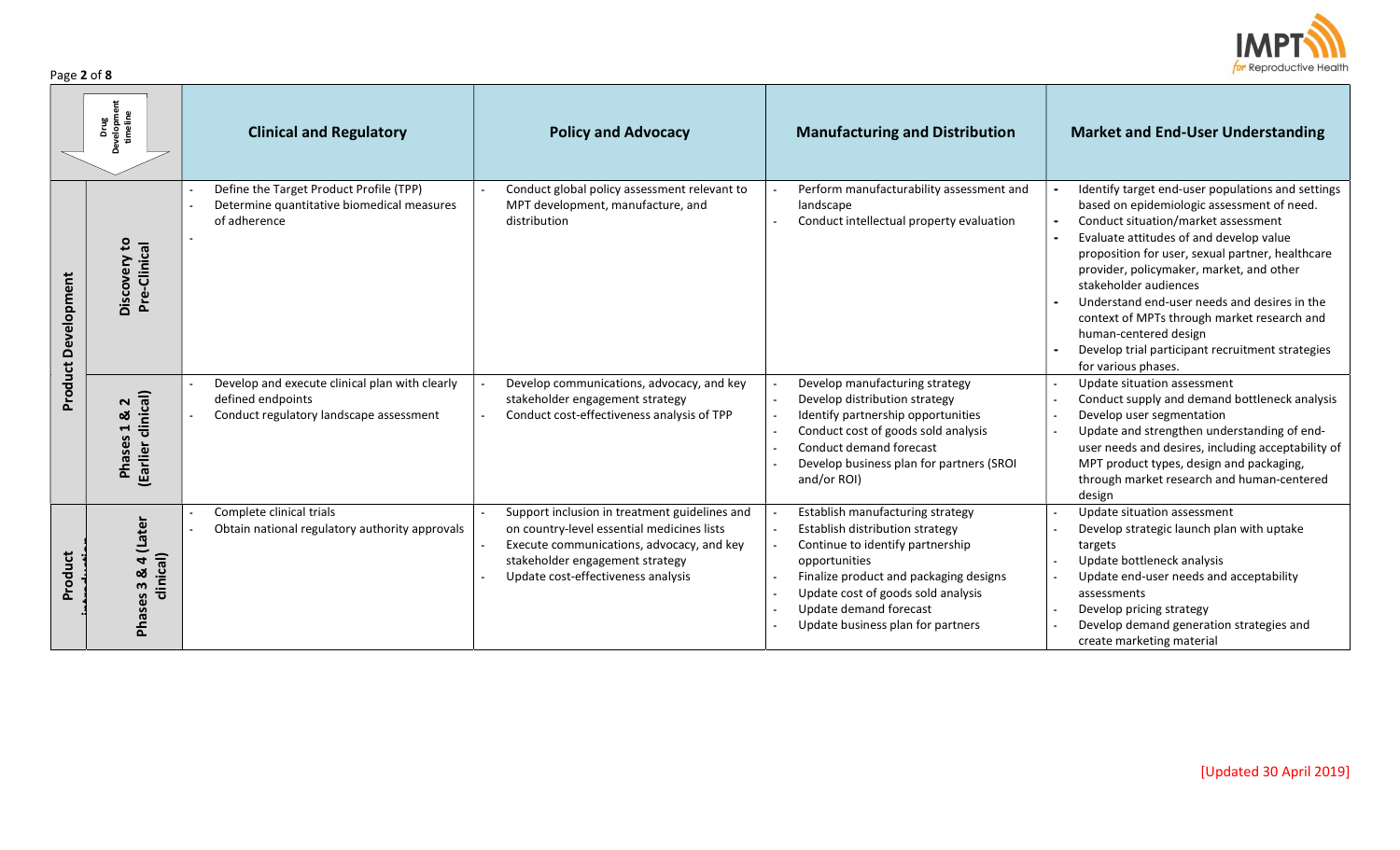| Drug Development timeline | | Clinical and Regulatory | Policy and Advocacy | Manufacturing and Distribution | Market and End-User Understanding |
|---|---|---|---|---|---|
| Product Development | Discovery to Pre-Clinical | - Define the Target Product Profile (TPP)<br>- Determine quantitative biomedical measures of adherence<br>- | - Conduct global policy assessment relevant to MPT development, manufacture, and distribution | - Perform manufacturability assessment and landscape<br>- Conduct intellectual property evaluation | - Identify target end-user populations and settings based on epidemiologic assessment of need.<br>- Conduct situation/market assessment<br>- Evaluate attitudes of and develop value proposition for user, sexual partner, healthcare provider, policymaker, market, and other stakeholder audiences<br>- Understand end-user needs and desires in the context of MPTs through market research and human-centered design<br>- Develop trial participant recruitment strategies for various phases. |
| Product Development | Phases 1 & 2 (Earlier clinical) | - Develop and execute clinical plan with clearly defined endpoints<br>- Conduct regulatory landscape assessment | - Develop communications, advocacy, and key stakeholder engagement strategy<br>- Conduct cost-effectiveness analysis of TPP | - Develop manufacturing strategy<br>- Develop distribution strategy<br>- Identify partnership opportunities<br>- Conduct cost of goods sold analysis<br>- Conduct demand forecast<br>- Develop business plan for partners (SROI and/or ROI) | - Update situation assessment<br>- Conduct supply and demand bottleneck analysis<br>- Develop user segmentation<br>- Update and strengthen understanding of end-user needs and desires, including acceptability of MPT product types, design and packaging, through market research and human-centered design |
| Product introduction | Phases 3 & 4 (Later clinical) | - Complete clinical trials<br>- Obtain national regulatory authority approvals | - Support inclusion in treatment guidelines and on country-level essential medicines lists<br>- Execute communications, advocacy, and key stakeholder engagement strategy<br>- Update cost-effectiveness analysis | - Establish manufacturing strategy<br>- Establish distribution strategy<br>- Continue to identify partnership opportunities<br>- Finalize product and packaging designs<br>- Update cost of goods sold analysis<br>- Update demand forecast<br>- Update business plan for partners | - Update situation assessment<br>- Develop strategic launch plan with uptake targets<br>- Update bottleneck analysis<br>- Update end-user needs and acceptability assessments<br>- Develop pricing strategy<br>- Develop demand generation strategies and create marketing material |

[Updated 30 April 2019]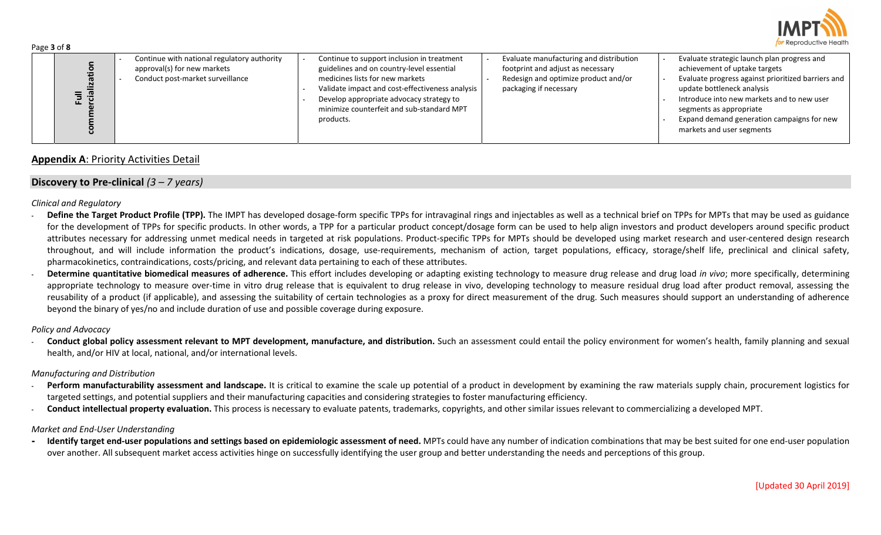| Full commercialization | - Continue with national regulatory authority approval(s) for new markets<br>- Conduct post-market surveillance | - Continue to support inclusion in treatment guidelines and on country-level essential medicines lists for new markets<br>- Validate impact and cost-effectiveness analysis<br>- Develop appropriate advocacy strategy to minimize counterfeit and sub-standard MPT products. | - Evaluate manufacturing and distribution footprint and adjust as necessary<br>- Redesign and optimize product and/or packaging if necessary | - Evaluate strategic launch plan progress and achievement of uptake targets<br>- Evaluate progress against prioritized barriers and update bottleneck analysis<br>- Introduce into new markets and to new user segments as appropriate<br>- Expand demand generation campaigns for new markets and user segments |
|---|---|---|---|---|

## **Appendix A**: Priority Activities Detail

### **Discovery to Pre-clinical** *(3 – 7 years)*

*Clinical and Regulatory*

- **Define the Target Product Profile (TPP).** The IMPT has developed dosage-form specific TPPs for intravaginal rings and injectables as well as a technical brief on TPPs for MPTs that may be used as guidance for the development of TPPs for specific products. In other words, a TPP for a particular product concept/dosage form can be used to help align investors and product developers around specific product attributes necessary for addressing unmet medical needs in targeted at risk populations. Product-specific TPPs for MPTs should be developed using market research and user-centered design research throughout, and will include information the product's indications, dosage, use-requirements, mechanism of action, target populations, efficacy, storage/shelf life, preclinical and clinical safety, pharmacokinetics, contraindications, costs/pricing, and relevant data pertaining to each of these attributes.
- **Determine quantitative biomedical measures of adherence.** This effort includes developing or adapting existing technology to measure drug release and drug load *in vivo*; more specifically, determining appropriate technology to measure over-time in vitro drug release that is equivalent to drug release in vivo, developing technology to measure residual drug load after product removal, assessing the reusability of a product (if applicable), and assessing the suitability of certain technologies as a proxy for direct measurement of the drug. Such measures should support an understanding of adherence beyond the binary of yes/no and include duration of use and possible coverage during exposure.

*Policy and Advocacy*

- **Conduct global policy assessment relevant to MPT development, manufacture, and distribution.** Such an assessment could entail the policy environment for women's health, family planning and sexual health, and/or HIV at local, national, and/or international levels.

*Manufacturing and Distribution*

- **Perform manufacturability assessment and landscape.** It is critical to examine the scale up potential of a product in development by examining the raw materials supply chain, procurement logistics for targeted settings, and potential suppliers and their manufacturing capacities and considering strategies to foster manufacturing efficiency.
- **Conduct intellectual property evaluation.** This process is necessary to evaluate patents, trademarks, copyrights, and other similar issues relevant to commercializing a developed MPT.

*Market and End-User Understanding*

- **Identify target end-user populations and settings based on epidemiologic assessment of need.** MPTs could have any number of indication combinations that may be best suited for one end-user population over another. All subsequent market access activities hinge on successfully identifying the user group and better understanding the needs and perceptions of this group.

[Updated 30 April 2019]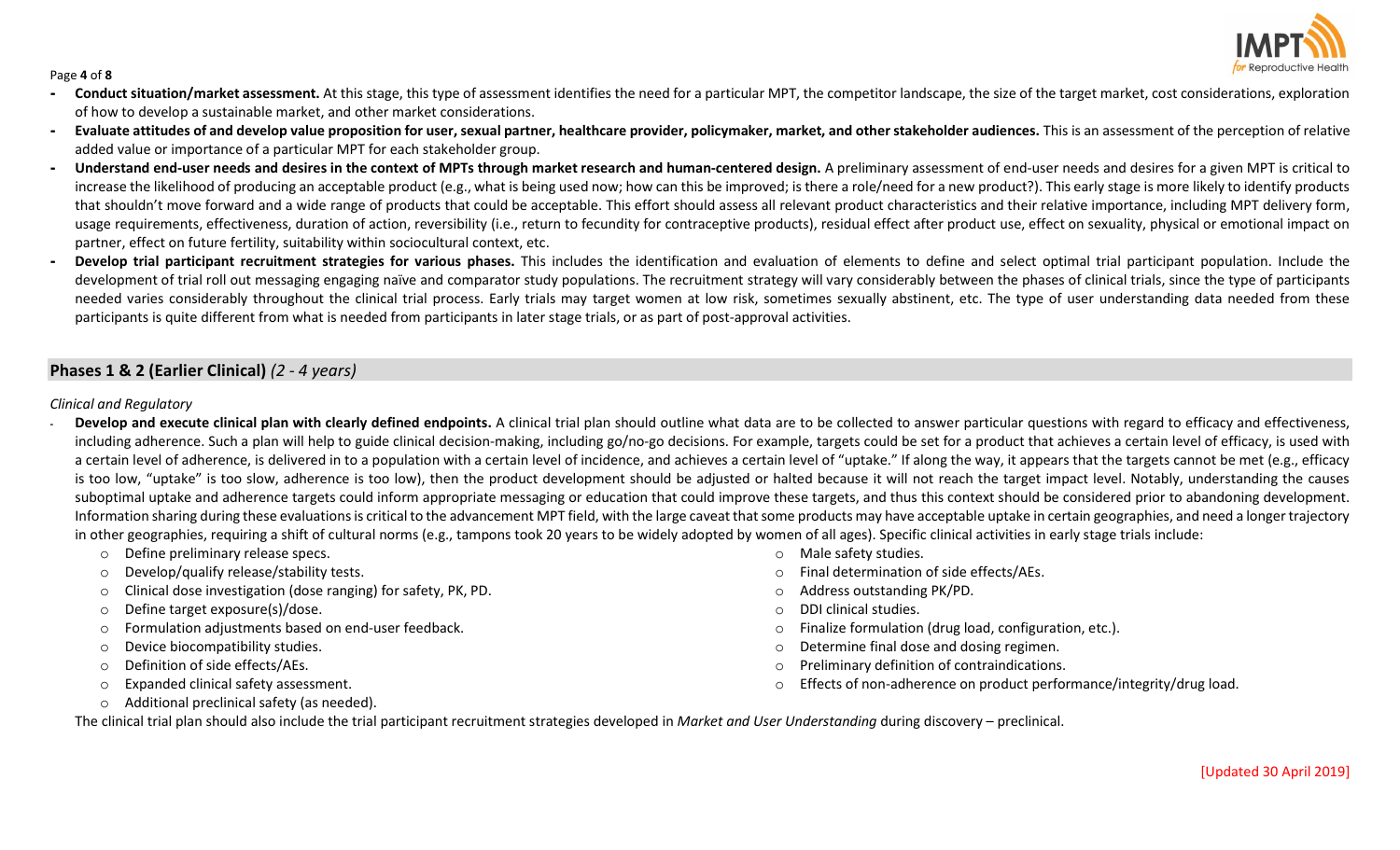- **Conduct situation/market assessment.** At this stage, this type of assessment identifies the need for a particular MPT, the competitor landscape, the size of the target market, cost considerations, exploration of how to develop a sustainable market, and other market considerations.
- **Evaluate attitudes of and develop value proposition for user, sexual partner, healthcare provider, policymaker, market, and other stakeholder audiences.** This is an assessment of the perception of relative added value or importance of a particular MPT for each stakeholder group.
- **Understand end-user needs and desires in the context of MPTs through market research and human-centered design.** A preliminary assessment of end-user needs and desires for a given MPT is critical to increase the likelihood of producing an acceptable product (e.g., what is being used now; how can this be improved; is there a role/need for a new product?). This early stage is more likely to identify products that shouldn't move forward and a wide range of products that could be acceptable. This effort should assess all relevant product characteristics and their relative importance, including MPT delivery form, usage requirements, effectiveness, duration of action, reversibility (i.e., return to fecundity for contraceptive products), residual effect after product use, effect on sexuality, physical or emotional impact on partner, effect on future fertility, suitability within sociocultural context, etc.
- **Develop trial participant recruitment strategies for various phases.** This includes the identification and evaluation of elements to define and select optimal trial participant population. Include the development of trial roll out messaging engaging naïve and comparator study populations. The recruitment strategy will vary considerably between the phases of clinical trials, since the type of participants needed varies considerably throughout the clinical trial process. Early trials may target women at low risk, sometimes sexually abstinent, etc. The type of user understanding data needed from these participants is quite different from what is needed from participants in later stage trials, or as part of post-approval activities.

## Phases 1 & 2 (Earlier Clinical) *(2 - 4 years)*

*Clinical and Regulatory*

- **Develop and execute clinical plan with clearly defined endpoints.** A clinical trial plan should outline what data are to be collected to answer particular questions with regard to efficacy and effectiveness, including adherence. Such a plan will help to guide clinical decision-making, including go/no-go decisions. For example, targets could be set for a product that achieves a certain level of efficacy, is used with a certain level of adherence, is delivered in to a population with a certain level of incidence, and achieves a certain level of "uptake." If along the way, it appears that the targets cannot be met (e.g., efficacy is too low, "uptake" is too slow, adherence is too low), then the product development should be adjusted or halted because it will not reach the target impact level. Notably, understanding the causes suboptimal uptake and adherence targets could inform appropriate messaging or education that could improve these targets, and thus this context should be considered prior to abandoning development. Information sharing during these evaluations is critical to the advancement MPT field, with the large caveat that some products may have acceptable uptake in certain geographies, and need a longer trajectory in other geographies, requiring a shift of cultural norms (e.g., tampons took 20 years to be widely adopted by women of all ages). Specific clinical activities in early stage trials include:
    - Define preliminary release specs.
    - Develop/qualify release/stability tests.
    - Clinical dose investigation (dose ranging) for safety, PK, PD.
    - Define target exposure(s)/dose.
    - Formulation adjustments based on end-user feedback.
    - Device biocompatibility studies.
    - Definition of side effects/AEs.
    - Expanded clinical safety assessment.
    - Additional preclinical safety (as needed).
    - Male safety studies.
    - Final determination of side effects/AEs.
    - Address outstanding PK/PD.
    - DDI clinical studies.
    - Finalize formulation (drug load, configuration, etc.).
    - Determine final dose and dosing regimen.
    - Preliminary definition of contraindications.
    - Effects of non-adherence on product performance/integrity/drug load.

  The clinical trial plan should also include the trial participant recruitment strategies developed in *Market and User Understanding* during discovery – preclinical.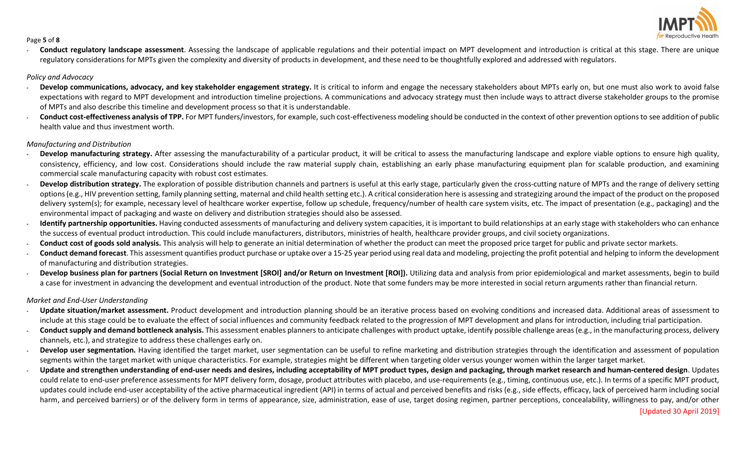- **Conduct regulatory landscape assessment**. Assessing the landscape of applicable regulations and their potential impact on MPT development and introduction is critical at this stage. There are unique regulatory considerations for MPTs given the complexity and diversity of products in development, and these need to be thoughtfully explored and addressed with regulators.

*Policy and Advocacy*

- **Develop communications, advocacy, and key stakeholder engagement strategy.** It is critical to inform and engage the necessary stakeholders about MPTs early on, but one must also work to avoid false expectations with regard to MPT development and introduction timeline projections. A communications and advocacy strategy must then include ways to attract diverse stakeholder groups to the promise of MPTs and also describe this timeline and development process so that it is understandable.
- **Conduct cost-effectiveness analysis of TPP.** For MPT funders/investors, for example, such cost-effectiveness modeling should be conducted in the context of other prevention options to see addition of public health value and thus investment worth.

*Manufacturing and Distribution*

- **Develop manufacturing strategy.** After assessing the manufacturability of a particular product, it will be critical to assess the manufacturing landscape and explore viable options to ensure high quality, consistency, efficiency, and low cost. Considerations should include the raw material supply chain, establishing an early phase manufacturing equipment plan for scalable production, and examining commercial scale manufacturing capacity with robust cost estimates.
- **Develop distribution strategy.** The exploration of possible distribution channels and partners is useful at this early stage, particularly given the cross-cutting nature of MPTs and the range of delivery setting options (e.g., HIV prevention setting, family planning setting, maternal and child health setting etc.). A critical consideration here is assessing and strategizing around the impact of the product on the proposed delivery system(s); for example, necessary level of healthcare worker expertise, follow up schedule, frequency/number of health care system visits, etc. The impact of presentation (e.g., packaging) and the environmental impact of packaging and waste on delivery and distribution strategies should also be assessed.
- **Identify partnership opportunities.** Having conducted assessments of manufacturing and delivery system capacities, it is important to build relationships at an early stage with stakeholders who can enhance the success of eventual product introduction. This could include manufacturers, distributors, ministries of health, healthcare provider groups, and civil society organizations.
- **Conduct cost of goods sold analysis.** This analysis will help to generate an initial determination of whether the product can meet the proposed price target for public and private sector markets.
- **Conduct demand forecast**. This assessment quantifies product purchase or uptake over a 15-25 year period using real data and modeling, projecting the profit potential and helping to inform the development of manufacturing and distribution strategies.
- **Develop business plan for partners (Social Return on Investment [SROI] and/or Return on Investment [ROI]).** Utilizing data and analysis from prior epidemiological and market assessments, begin to build a case for investment in advancing the development and eventual introduction of the product. Note that some funders may be more interested in social return arguments rather than financial return.

*Market and End-User Understanding*

- **Update situation/market assessment.** Product development and introduction planning should be an iterative process based on evolving conditions and increased data. Additional areas of assessment to include at this stage could be to evaluate the effect of social influences and community feedback related to the progression of MPT development and plans for introduction, including trial participation.
- **Conduct supply and demand bottleneck analysis.** This assessment enables planners to anticipate challenges with product uptake, identify possible challenge areas (e.g., in the manufacturing process, delivery channels, etc.), and strategize to address these challenges early on.
- **Develop user segmentation.** Having identified the target market, user segmentation can be useful to refine marketing and distribution strategies through the identification and assessment of population segments within the target market with unique characteristics. For example, strategies might be different when targeting older versus younger women within the larger target market.
- **Update and strengthen understanding of end-user needs and desires, including acceptability of MPT product types, design and packaging, through market research and human-centered design**. Updates could relate to end-user preference assessments for MPT delivery form, dosage, product attributes with placebo, and use-requirements (e.g., timing, continuous use, etc.). In terms of a specific MPT product, updates could include end-user acceptability of the active pharmaceutical ingredient (API) in terms of actual and perceived benefits and risks (e.g., side effects, efficacy, lack of perceived harm including social harm, and perceived barriers) or of the delivery form in terms of appearance, size, administration, ease of use, target dosing regimen, partner perceptions, concealability, willingness to pay, and/or other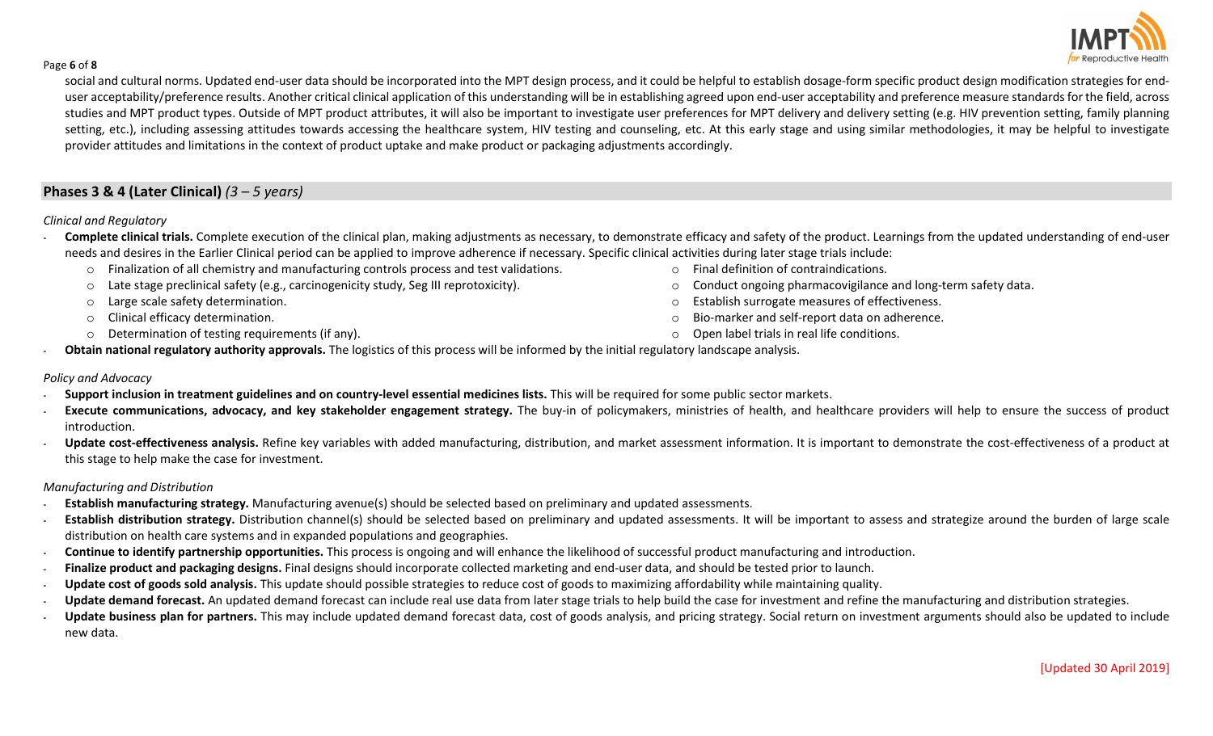social and cultural norms. Updated end-user data should be incorporated into the MPT design process, and it could be helpful to establish dosage-form specific product design modification strategies for end-user acceptability/preference results. Another critical clinical application of this understanding will be in establishing agreed upon end-user acceptability and preference measure standards for the field, across studies and MPT product types. Outside of MPT product attributes, it will also be important to investigate user preferences for MPT delivery and delivery setting (e.g. HIV prevention setting, family planning setting, etc.), including assessing attitudes towards accessing the healthcare system, HIV testing and counseling, etc. At this early stage and using similar methodologies, it may be helpful to investigate provider attitudes and limitations in the context of product uptake and make product or packaging adjustments accordingly.

## Phases 3 & 4 (Later Clinical) *(3 – 5 years)*

*Clinical and Regulatory*

- **Complete clinical trials.** Complete execution of the clinical plan, making adjustments as necessary, to demonstrate efficacy and safety of the product. Learnings from the updated understanding of end-user needs and desires in the Earlier Clinical period can be applied to improve adherence if necessary. Specific clinical activities during later stage trials include:
  - Finalization of all chemistry and manufacturing controls process and test validations.
  - Late stage preclinical safety (e.g., carcinogenicity study, Seg III reprotoxicity).
  - Large scale safety determination.
  - Clinical efficacy determination.
  - Determination of testing requirements (if any).
  - Final definition of contraindications.
  - Conduct ongoing pharmacovigilance and long-term safety data.
  - Establish surrogate measures of effectiveness.
  - Bio-marker and self-report data on adherence.
  - Open label trials in real life conditions.
- **Obtain national regulatory authority approvals.** The logistics of this process will be informed by the initial regulatory landscape analysis.

*Policy and Advocacy*

- **Support inclusion in treatment guidelines and on country-level essential medicines lists.** This will be required for some public sector markets.
- **Execute communications, advocacy, and key stakeholder engagement strategy.** The buy-in of policymakers, ministries of health, and healthcare providers will help to ensure the success of product introduction.
- **Update cost-effectiveness analysis.** Refine key variables with added manufacturing, distribution, and market assessment information. It is important to demonstrate the cost-effectiveness of a product at this stage to help make the case for investment.

*Manufacturing and Distribution*

- **Establish manufacturing strategy.** Manufacturing avenue(s) should be selected based on preliminary and updated assessments.
- **Establish distribution strategy.** Distribution channel(s) should be selected based on preliminary and updated assessments. It will be important to assess and strategize around the burden of large scale distribution on health care systems and in expanded populations and geographies.
- **Continue to identify partnership opportunities.** This process is ongoing and will enhance the likelihood of successful product manufacturing and introduction.
- **Finalize product and packaging designs.** Final designs should incorporate collected marketing and end-user data, and should be tested prior to launch.
- **Update cost of goods sold analysis.** This update should possible strategies to reduce cost of goods to maximizing affordability while maintaining quality.
- **Update demand forecast.** An updated demand forecast can include real use data from later stage trials to help build the case for investment and refine the manufacturing and distribution strategies.
- **Update business plan for partners.** This may include updated demand forecast data, cost of goods analysis, and pricing strategy. Social return on investment arguments should also be updated to include new data.

[Updated 30 April 2019]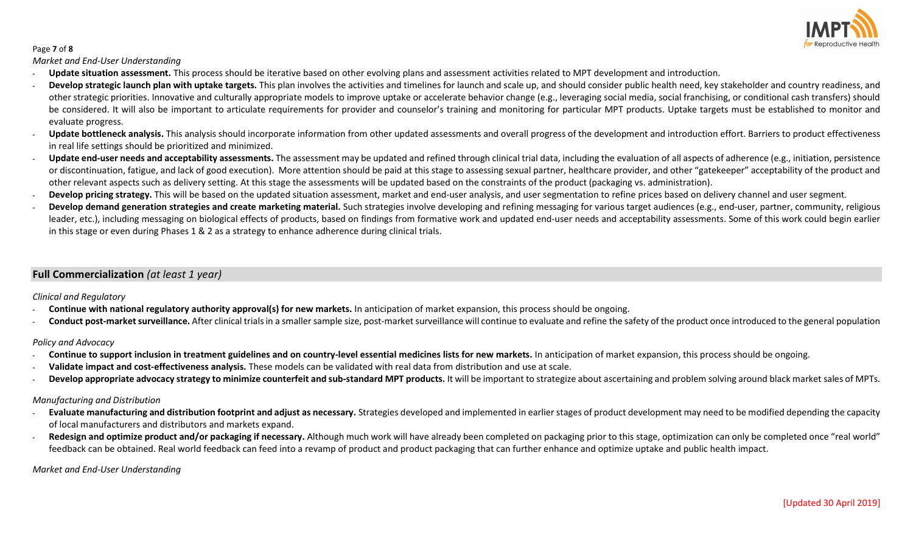*Market and End-User Understanding*

- **Update situation assessment.** This process should be iterative based on other evolving plans and assessment activities related to MPT development and introduction.
- **Develop strategic launch plan with uptake targets.** This plan involves the activities and timelines for launch and scale up, and should consider public health need, key stakeholder and country readiness, and other strategic priorities. Innovative and culturally appropriate models to improve uptake or accelerate behavior change (e.g., leveraging social media, social franchising, or conditional cash transfers) should be considered. It will also be important to articulate requirements for provider and counselor's training and monitoring for particular MPT products. Uptake targets must be established to monitor and evaluate progress.
- **Update bottleneck analysis.** This analysis should incorporate information from other updated assessments and overall progress of the development and introduction effort. Barriers to product effectiveness in real life settings should be prioritized and minimized.
- **Update end-user needs and acceptability assessments.** The assessment may be updated and refined through clinical trial data, including the evaluation of all aspects of adherence (e.g., initiation, persistence or discontinuation, fatigue, and lack of good execution). More attention should be paid at this stage to assessing sexual partner, healthcare provider, and other "gatekeeper" acceptability of the product and other relevant aspects such as delivery setting. At this stage the assessments will be updated based on the constraints of the product (packaging vs. administration).
- **Develop pricing strategy.** This will be based on the updated situation assessment, market and end-user analysis, and user segmentation to refine prices based on delivery channel and user segment.
- **Develop demand generation strategies and create marketing material.** Such strategies involve developing and refining messaging for various target audiences (e.g., end-user, partner, community, religious leader, etc.), including messaging on biological effects of products, based on findings from formative work and updated end-user needs and acceptability assessments. Some of this work could begin earlier in this stage or even during Phases 1 & 2 as a strategy to enhance adherence during clinical trials.

## Full Commercialization *(at least 1 year)*

*Clinical and Regulatory*

- **Continue with national regulatory authority approval(s) for new markets.** In anticipation of market expansion, this process should be ongoing.
- **Conduct post-market surveillance.** After clinical trials in a smaller sample size, post-market surveillance will continue to evaluate and refine the safety of the product once introduced to the general population

*Policy and Advocacy*

- **Continue to support inclusion in treatment guidelines and on country-level essential medicines lists for new markets.** In anticipation of market expansion, this process should be ongoing.
- **Validate impact and cost-effectiveness analysis.** These models can be validated with real data from distribution and use at scale.
- **Develop appropriate advocacy strategy to minimize counterfeit and sub-standard MPT products.** It will be important to strategize about ascertaining and problem solving around black market sales of MPTs.

*Manufacturing and Distribution*

- **Evaluate manufacturing and distribution footprint and adjust as necessary.** Strategies developed and implemented in earlier stages of product development may need to be modified depending the capacity of local manufacturers and distributors and markets expand.
- **Redesign and optimize product and/or packaging if necessary.** Although much work will have already been completed on packaging prior to this stage, optimization can only be completed once "real world" feedback can be obtained. Real world feedback can feed into a revamp of product and product packaging that can further enhance and optimize uptake and public health impact.

*Market and End-User Understanding*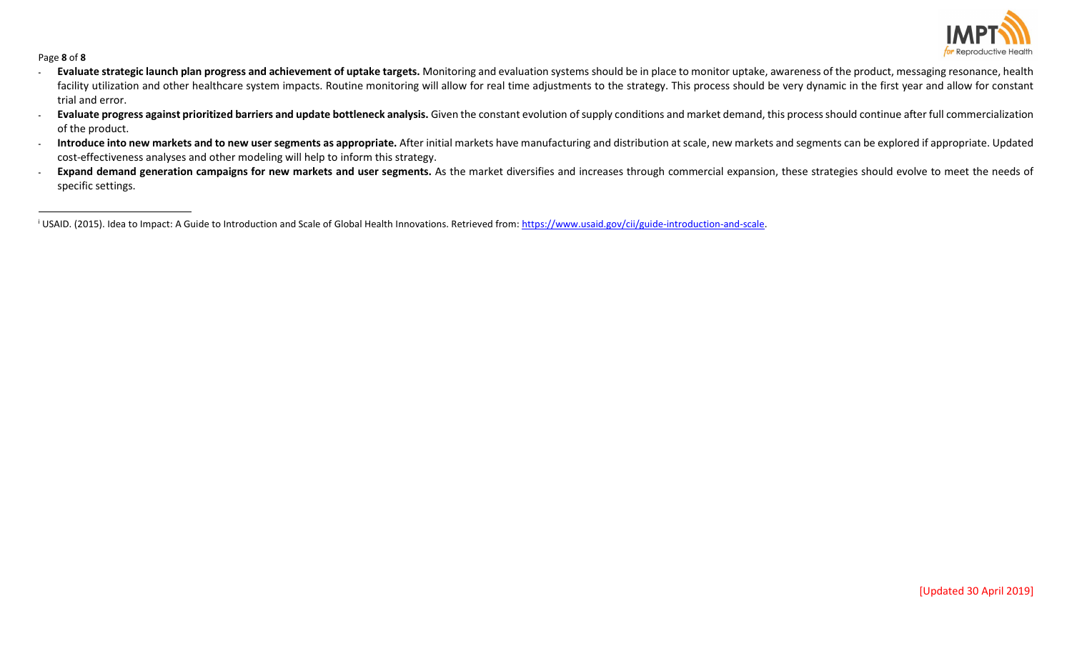- **Evaluate strategic launch plan progress and achievement of uptake targets.** Monitoring and evaluation systems should be in place to monitor uptake, awareness of the product, messaging resonance, health facility utilization and other healthcare system impacts. Routine monitoring will allow for real time adjustments to the strategy. This process should be very dynamic in the first year and allow for constant trial and error.
- **Evaluate progress against prioritized barriers and update bottleneck analysis.** Given the constant evolution of supply conditions and market demand, this process should continue after full commercialization of the product.
- **Introduce into new markets and to new user segments as appropriate.** After initial markets have manufacturing and distribution at scale, new markets and segments can be explored if appropriate. Updated cost-effectiveness analyses and other modeling will help to inform this strategy.
- **Expand demand generation campaigns for new markets and user segments.** As the market diversifies and increases through commercial expansion, these strategies should evolve to meet the needs of specific settings.

---

[i] USAID. (2015). Idea to Impact: A Guide to Introduction and Scale of Global Health Innovations. Retrieved from: https://www.usaid.gov/cii/guide-introduction-and-scale.

[Updated 30 April 2019]